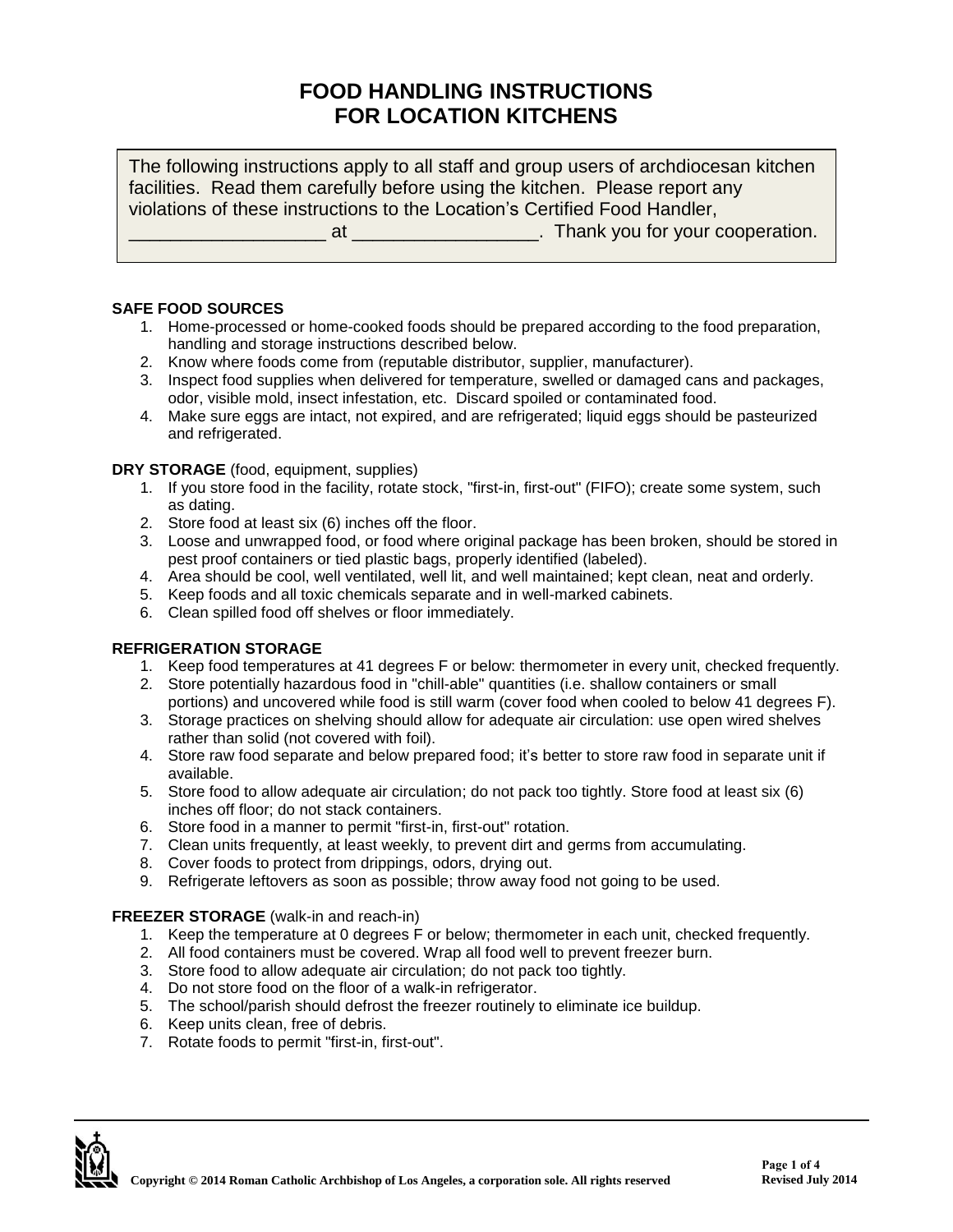# FOOD HANDLING INSTRUCTIONS
# FOR LOCATION KITCHENS

> The following instructions apply to all staff and group users of archdiocesan kitchen facilities. Read them carefully before using the kitchen. Please report any violations of these instructions to the Location's Certified Food Handler, __________________ at _________________. Thank you for your cooperation.

**SAFE FOOD SOURCES**

1. Home-processed or home-cooked foods should be prepared according to the food preparation, handling and storage instructions described below.
2. Know where foods come from (reputable distributor, supplier, manufacturer).
3. Inspect food supplies when delivered for temperature, swelled or damaged cans and packages, odor, visible mold, insect infestation, etc. Discard spoiled or contaminated food.
4. Make sure eggs are intact, not expired, and are refrigerated; liquid eggs should be pasteurized and refrigerated.

**DRY STORAGE** (food, equipment, supplies)

1. If you store food in the facility, rotate stock, "first-in, first-out" (FIFO); create some system, such as dating.
2. Store food at least six (6) inches off the floor.
3. Loose and unwrapped food, or food where original package has been broken, should be stored in pest proof containers or tied plastic bags, properly identified (labeled).
4. Area should be cool, well ventilated, well lit, and well maintained; kept clean, neat and orderly.
5. Keep foods and all toxic chemicals separate and in well-marked cabinets.
6. Clean spilled food off shelves or floor immediately.

**REFRIGERATION STORAGE**

1. Keep food temperatures at 41 degrees F or below: thermometer in every unit, checked frequently.
2. Store potentially hazardous food in "chill-able" quantities (i.e. shallow containers or small portions) and uncovered while food is still warm (cover food when cooled to below 41 degrees F).
3. Storage practices on shelving should allow for adequate air circulation: use open wired shelves rather than solid (not covered with foil).
4. Store raw food separate and below prepared food; it's better to store raw food in separate unit if available.
5. Store food to allow adequate air circulation; do not pack too tightly. Store food at least six (6) inches off floor; do not stack containers.
6. Store food in a manner to permit "first-in, first-out" rotation.
7. Clean units frequently, at least weekly, to prevent dirt and germs from accumulating.
8. Cover foods to protect from drippings, odors, drying out.
9. Refrigerate leftovers as soon as possible; throw away food not going to be used.

**FREEZER STORAGE** (walk-in and reach-in)

1. Keep the temperature at 0 degrees F or below; thermometer in each unit, checked frequently.
2. All food containers must be covered. Wrap all food well to prevent freezer burn.
3. Store food to allow adequate air circulation; do not pack too tightly.
4. Do not store food on the floor of a walk-in refrigerator.
5. The school/parish should defrost the freezer routinely to eliminate ice buildup.
6. Keep units clean, free of debris.
7. Rotate foods to permit "first-in, first-out".

Copyright © 2014 Roman Catholic Archbishop of Los Angeles, a corporation sole. All rights reserved

Revised July 2014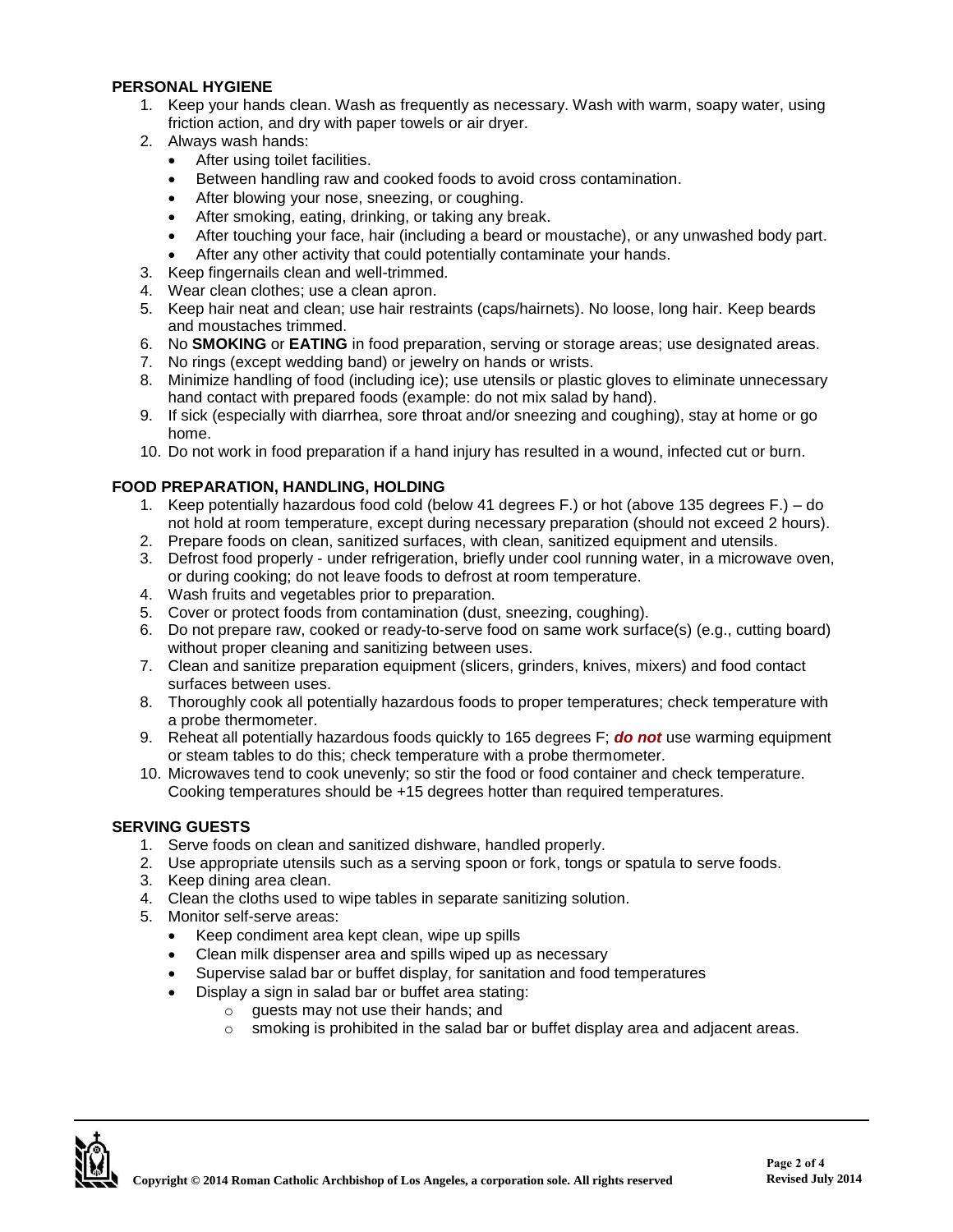## PERSONAL HYGIENE

1. Keep your hands clean. Wash as frequently as necessary. Wash with warm, soapy water, using friction action, and dry with paper towels or air dryer.
2. Always wash hands:
   - After using toilet facilities.
   - Between handling raw and cooked foods to avoid cross contamination.
   - After blowing your nose, sneezing, or coughing.
   - After smoking, eating, drinking, or taking any break.
   - After touching your face, hair (including a beard or moustache), or any unwashed body part.
   - After any other activity that could potentially contaminate your hands.
3. Keep fingernails clean and well-trimmed.
4. Wear clean clothes; use a clean apron.
5. Keep hair neat and clean; use hair restraints (caps/hairnets). No loose, long hair. Keep beards and moustaches trimmed.
6. No **SMOKING** or **EATING** in food preparation, serving or storage areas; use designated areas.
7. No rings (except wedding band) or jewelry on hands or wrists.
8. Minimize handling of food (including ice); use utensils or plastic gloves to eliminate unnecessary hand contact with prepared foods (example: do not mix salad by hand).
9. If sick (especially with diarrhea, sore throat and/or sneezing and coughing), stay at home or go home.
10. Do not work in food preparation if a hand injury has resulted in a wound, infected cut or burn.

## FOOD PREPARATION, HANDLING, HOLDING

1. Keep potentially hazardous food cold (below 41 degrees F.) or hot (above 135 degrees F.) – do not hold at room temperature, except during necessary preparation (should not exceed 2 hours).
2. Prepare foods on clean, sanitized surfaces, with clean, sanitized equipment and utensils.
3. Defrost food properly - under refrigeration, briefly under cool running water, in a microwave oven, or during cooking; do not leave foods to defrost at room temperature.
4. Wash fruits and vegetables prior to preparation.
5. Cover or protect foods from contamination (dust, sneezing, coughing).
6. Do not prepare raw, cooked or ready-to-serve food on same work surface(s) (e.g., cutting board) without proper cleaning and sanitizing between uses.
7. Clean and sanitize preparation equipment (slicers, grinders, knives, mixers) and food contact surfaces between uses.
8. Thoroughly cook all potentially hazardous foods to proper temperatures; check temperature with a probe thermometer.
9. Reheat all potentially hazardous foods quickly to 165 degrees F; ***do not*** use warming equipment or steam tables to do this; check temperature with a probe thermometer.
10. Microwaves tend to cook unevenly; so stir the food or food container and check temperature. Cooking temperatures should be +15 degrees hotter than required temperatures.

## SERVING GUESTS

1. Serve foods on clean and sanitized dishware, handled properly.
2. Use appropriate utensils such as a serving spoon or fork, tongs or spatula to serve foods.
3. Keep dining area clean.
4. Clean the cloths used to wipe tables in separate sanitizing solution.
5. Monitor self-serve areas:
   - Keep condiment area kept clean, wipe up spills
   - Clean milk dispenser area and spills wiped up as necessary
   - Supervise salad bar or buffet display, for sanitation and food temperatures
   - Display a sign in salad bar or buffet area stating:
     - guests may not use their hands; and
     - smoking is prohibited in the salad bar or buffet display area and adjacent areas.

Copyright © 2014 Roman Catholic Archbishop of Los Angeles, a corporation sole. All rights reserved

Revised July 2014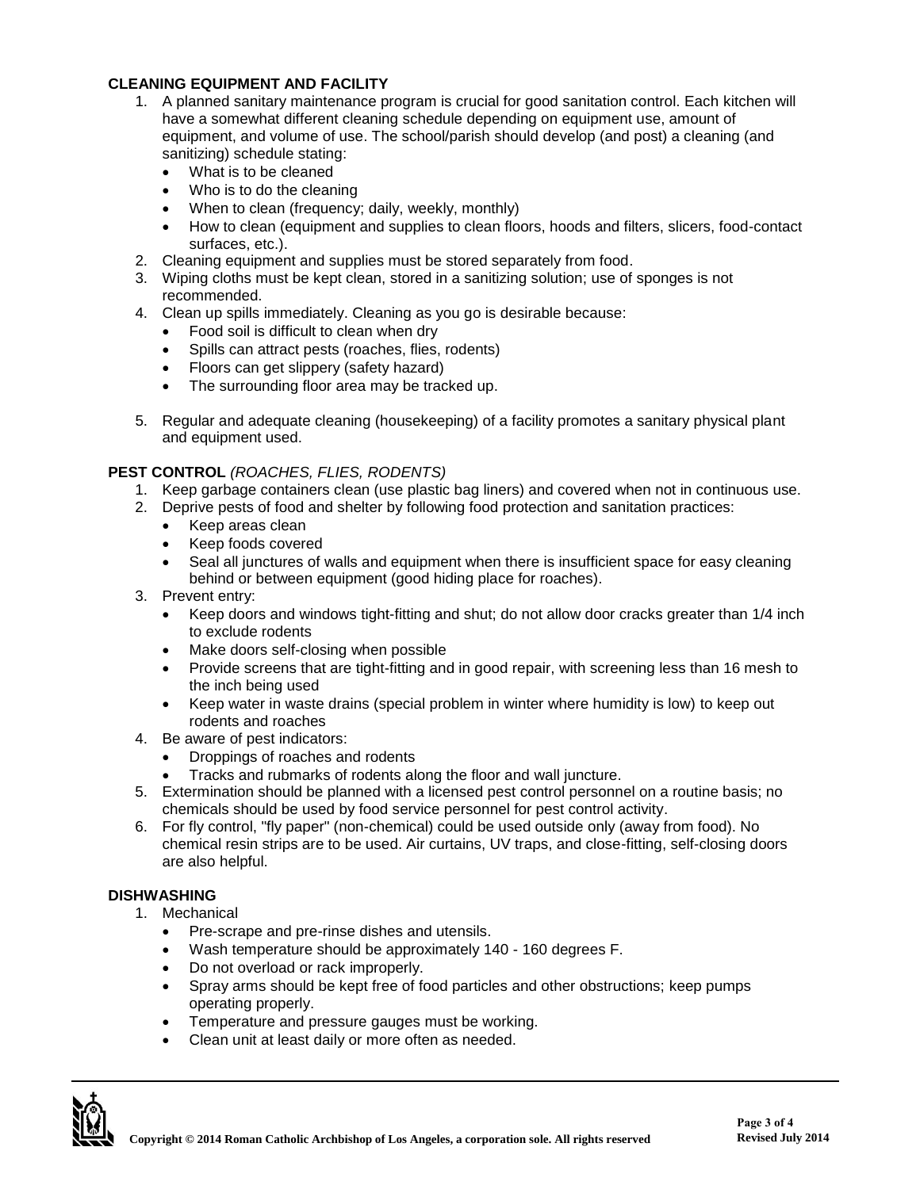**CLEANING EQUIPMENT AND FACILITY**

1. A planned sanitary maintenance program is crucial for good sanitation control. Each kitchen will have a somewhat different cleaning schedule depending on equipment use, amount of equipment, and volume of use. The school/parish should develop (and post) a cleaning (and sanitizing) schedule stating:
   - What is to be cleaned
   - Who is to do the cleaning
   - When to clean (frequency; daily, weekly, monthly)
   - How to clean (equipment and supplies to clean floors, hoods and filters, slicers, food-contact surfaces, etc.).
2. Cleaning equipment and supplies must be stored separately from food.
3. Wiping cloths must be kept clean, stored in a sanitizing solution; use of sponges is not recommended.
4. Clean up spills immediately. Cleaning as you go is desirable because:
   - Food soil is difficult to clean when dry
   - Spills can attract pests (roaches, flies, rodents)
   - Floors can get slippery (safety hazard)
   - The surrounding floor area may be tracked up.
5. Regular and adequate cleaning (housekeeping) of a facility promotes a sanitary physical plant and equipment used.

**PEST CONTROL** *(ROACHES, FLIES, RODENTS)*

1. Keep garbage containers clean (use plastic bag liners) and covered when not in continuous use.
2. Deprive pests of food and shelter by following food protection and sanitation practices:
   - Keep areas clean
   - Keep foods covered
   - Seal all junctures of walls and equipment when there is insufficient space for easy cleaning behind or between equipment (good hiding place for roaches).
3. Prevent entry:
   - Keep doors and windows tight-fitting and shut; do not allow door cracks greater than 1/4 inch to exclude rodents
   - Make doors self-closing when possible
   - Provide screens that are tight-fitting and in good repair, with screening less than 16 mesh to the inch being used
   - Keep water in waste drains (special problem in winter where humidity is low) to keep out rodents and roaches
4. Be aware of pest indicators:
   - Droppings of roaches and rodents
   - Tracks and rubmarks of rodents along the floor and wall juncture.
5. Extermination should be planned with a licensed pest control personnel on a routine basis; no chemicals should be used by food service personnel for pest control activity.
6. For fly control, "fly paper" (non-chemical) could be used outside only (away from food). No chemical resin strips are to be used. Air curtains, UV traps, and close-fitting, self-closing doors are also helpful.

**DISHWASHING**

1. Mechanical
   - Pre-scrape and pre-rinse dishes and utensils.
   - Wash temperature should be approximately 140 - 160 degrees F.
   - Do not overload or rack improperly.
   - Spray arms should be kept free of food particles and other obstructions; keep pumps operating properly.
   - Temperature and pressure gauges must be working.
   - Clean unit at least daily or more often as needed.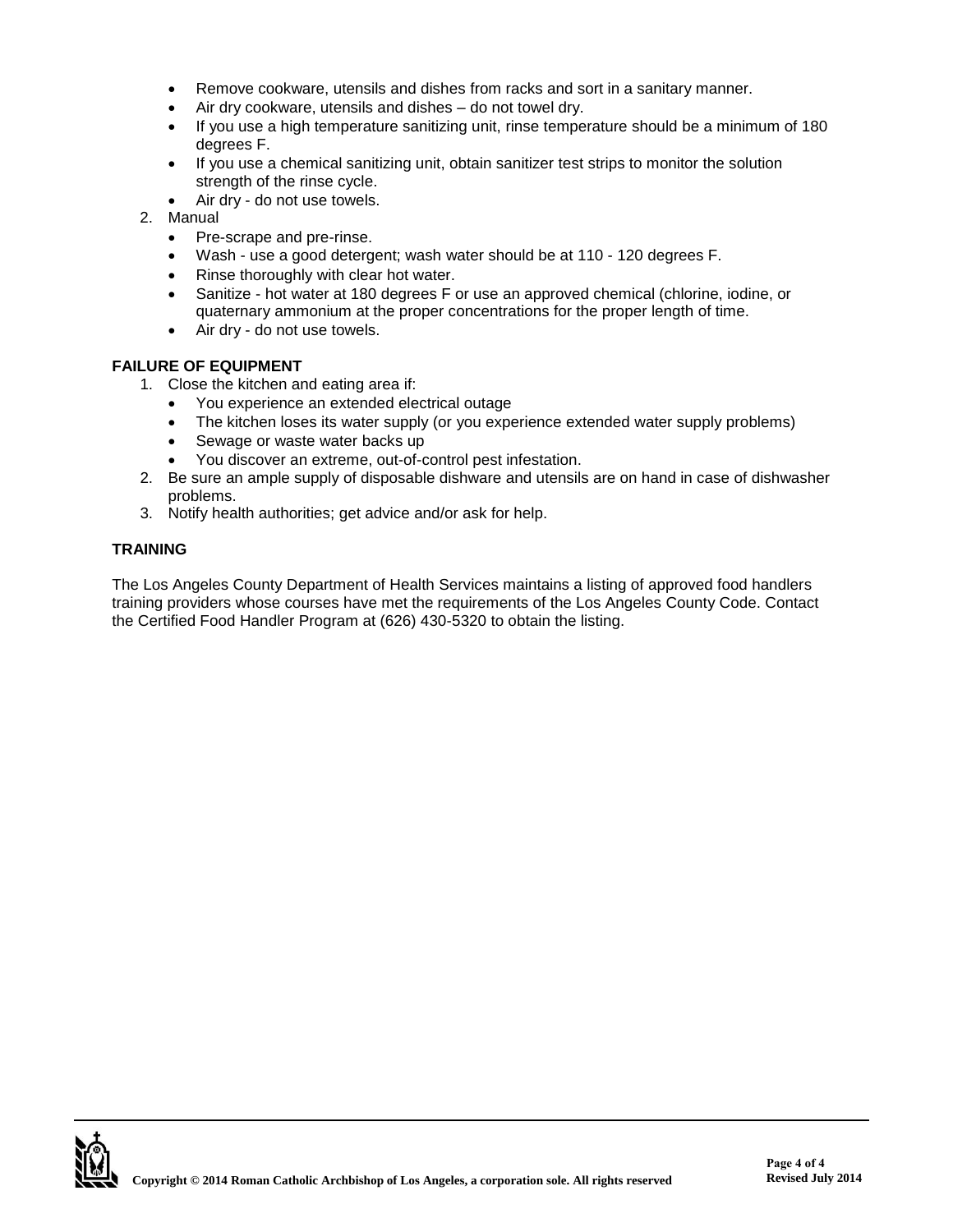- Remove cookware, utensils and dishes from racks and sort in a sanitary manner.
- Air dry cookware, utensils and dishes – do not towel dry.
- If you use a high temperature sanitizing unit, rinse temperature should be a minimum of 180 degrees F.
- If you use a chemical sanitizing unit, obtain sanitizer test strips to monitor the solution strength of the rinse cycle.
- Air dry - do not use towels.

2. Manual
   - Pre-scrape and pre-rinse.
   - Wash - use a good detergent; wash water should be at 110 - 120 degrees F.
   - Rinse thoroughly with clear hot water.
   - Sanitize - hot water at 180 degrees F or use an approved chemical (chlorine, iodine, or quaternary ammonium at the proper concentrations for the proper length of time.
   - Air dry - do not use towels.

**FAILURE OF EQUIPMENT**

1. Close the kitchen and eating area if:
   - You experience an extended electrical outage
   - The kitchen loses its water supply (or you experience extended water supply problems)
   - Sewage or waste water backs up
   - You discover an extreme, out-of-control pest infestation.
2. Be sure an ample supply of disposable dishware and utensils are on hand in case of dishwasher problems.
3. Notify health authorities; get advice and/or ask for help.

**TRAINING**

The Los Angeles County Department of Health Services maintains a listing of approved food handlers training providers whose courses have met the requirements of the Los Angeles County Code. Contact the Certified Food Handler Program at (626) 430-5320 to obtain the listing.

**Copyright © 2014 Roman Catholic Archbishop of Los Angeles, a corporation sole. All rights reserved**

**Revised July 2014**